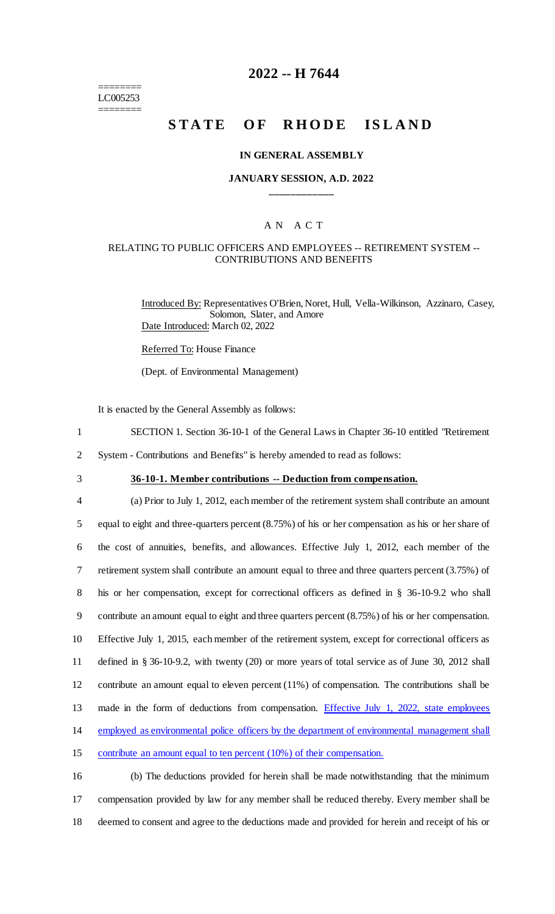========
LC005253
========

# 2022 -- H 7644

# STATE OF RHODE ISLAND

**IN GENERAL ASSEMBLY**

**JANUARY SESSION, A.D. 2022**

A N A C T

RELATING TO PUBLIC OFFICERS AND EMPLOYEES -- RETIREMENT SYSTEM -- CONTRIBUTIONS AND BENEFITS

Introduced By: Representatives O'Brien, Noret, Hull, Vella-Wilkinson, Azzinaro, Casey, Solomon, Slater, and Amore

Date Introduced: March 02, 2022

Referred To: House Finance

(Dept. of Environmental Management)

It is enacted by the General Assembly as follows:

SECTION 1. Section 36-10-1 of the General Laws in Chapter 36-10 entitled "Retirement System - Contributions and Benefits" is hereby amended to read as follows:

**36-10-1. Member contributions -- Deduction from compensation.**

(a) Prior to July 1, 2012, each member of the retirement system shall contribute an amount equal to eight and three-quarters percent (8.75%) of his or her compensation as his or her share of the cost of annuities, benefits, and allowances. Effective July 1, 2012, each member of the retirement system shall contribute an amount equal to three and three quarters percent (3.75%) of his or her compensation, except for correctional officers as defined in § 36-10-9.2 who shall contribute an amount equal to eight and three quarters percent (8.75%) of his or her compensation. Effective July 1, 2015, each member of the retirement system, except for correctional officers as defined in § 36-10-9.2, with twenty (20) or more years of total service as of June 30, 2012 shall contribute an amount equal to eleven percent (11%) of compensation. The contributions shall be made in the form of deductions from compensation. Effective July 1, 2022, state employees employed as environmental police officers by the department of environmental management shall contribute an amount equal to ten percent (10%) of their compensation.

(b) The deductions provided for herein shall be made notwithstanding that the minimum compensation provided by law for any member shall be reduced thereby. Every member shall be deemed to consent and agree to the deductions made and provided for herein and receipt of his or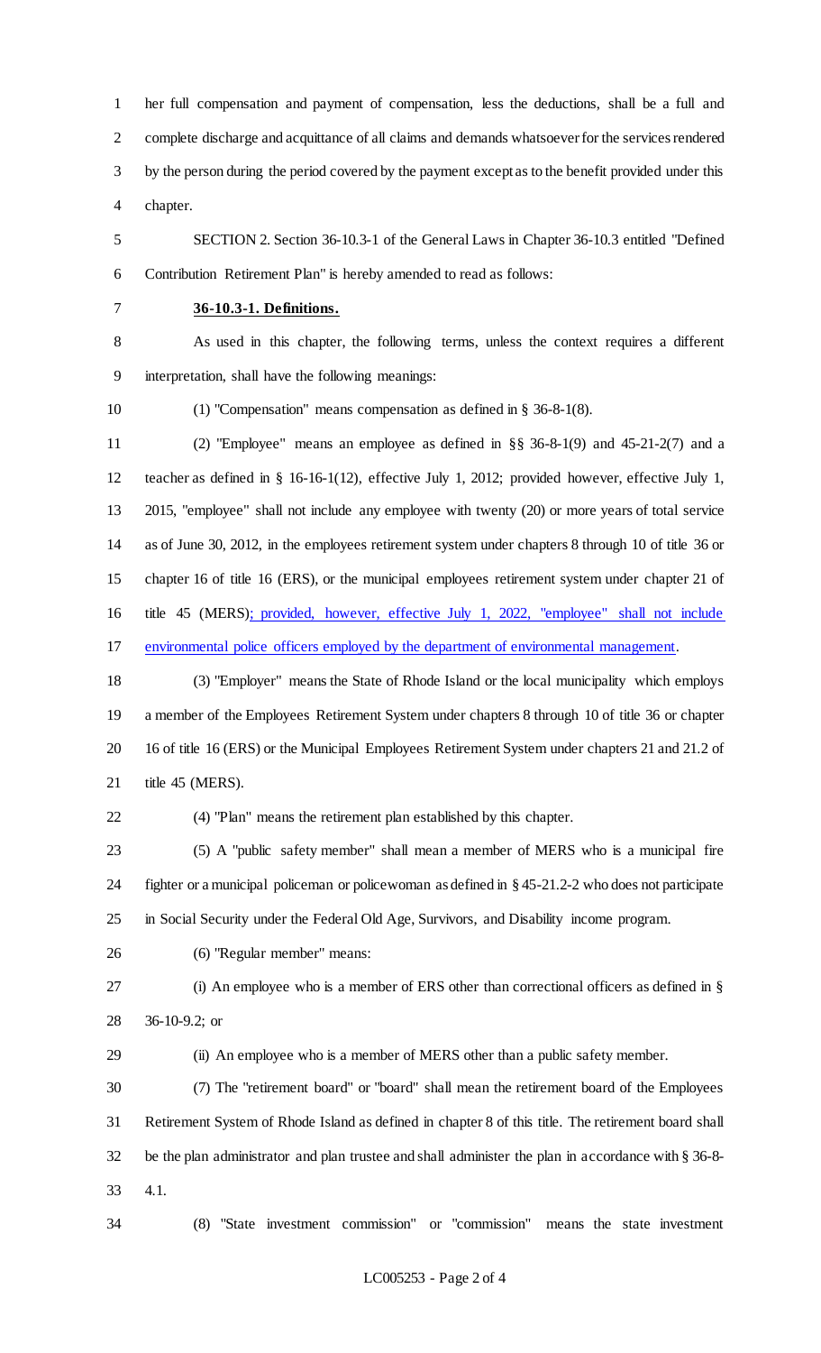her full compensation and payment of compensation, less the deductions, shall be a full and complete discharge and acquittance of all claims and demands whatsoever for the services rendered by the person during the period covered by the payment except as to the benefit provided under this chapter.

SECTION 2. Section 36-10.3-1 of the General Laws in Chapter 36-10.3 entitled "Defined Contribution Retirement Plan" is hereby amended to read as follows:

**36-10.3-1. Definitions.**

As used in this chapter, the following terms, unless the context requires a different interpretation, shall have the following meanings:

(1) "Compensation" means compensation as defined in § 36-8-1(8).

(2) "Employee" means an employee as defined in §§ 36-8-1(9) and 45-21-2(7) and a teacher as defined in § 16-16-1(12), effective July 1, 2012; provided however, effective July 1, 2015, "employee" shall not include any employee with twenty (20) or more years of total service as of June 30, 2012, in the employees retirement system under chapters 8 through 10 of title 36 or chapter 16 of title 16 (ERS), or the municipal employees retirement system under chapter 21 of title 45 (MERS); provided, however, effective July 1, 2022, "employee" shall not include environmental police officers employed by the department of environmental management.

(3) "Employer" means the State of Rhode Island or the local municipality which employs a member of the Employees Retirement System under chapters 8 through 10 of title 36 or chapter 16 of title 16 (ERS) or the Municipal Employees Retirement System under chapters 21 and 21.2 of title 45 (MERS).

(4) "Plan" means the retirement plan established by this chapter.

(5) A "public safety member" shall mean a member of MERS who is a municipal fire fighter or a municipal policeman or policewoman as defined in § 45-21.2-2 who does not participate in Social Security under the Federal Old Age, Survivors, and Disability income program.

(6) "Regular member" means:

(i) An employee who is a member of ERS other than correctional officers as defined in § 36-10-9.2; or

(ii) An employee who is a member of MERS other than a public safety member.

(7) The "retirement board" or "board" shall mean the retirement board of the Employees Retirement System of Rhode Island as defined in chapter 8 of this title. The retirement board shall be the plan administrator and plan trustee and shall administer the plan in accordance with § 36-8-4.1.

(8) "State investment commission" or "commission" means the state investment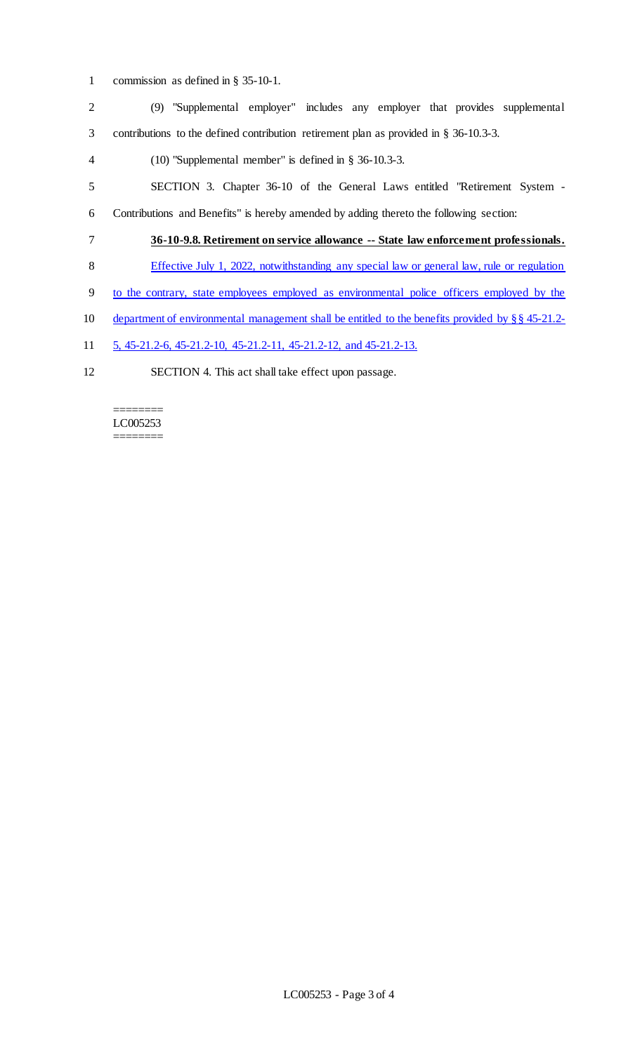commission as defined in § 35-10-1.

(9) "Supplemental employer" includes any employer that provides supplemental contributions to the defined contribution retirement plan as provided in § 36-10.3-3.

(10) "Supplemental member" is defined in § 36-10.3-3.

SECTION 3. Chapter 36-10 of the General Laws entitled "Retirement System - Contributions and Benefits" is hereby amended by adding thereto the following section:

**36-10-9.8. Retirement on service allowance -- State law enforcement professionals.**

Effective July 1, 2022, notwithstanding any special law or general law, rule or regulation to the contrary, state employees employed as environmental police officers employed by the department of environmental management shall be entitled to the benefits provided by §§ 45-21.2-5, 45-21.2-6, 45-21.2-10, 45-21.2-11, 45-21.2-12, and 45-21.2-13.

SECTION 4. This act shall take effect upon passage.

========
LC005253
========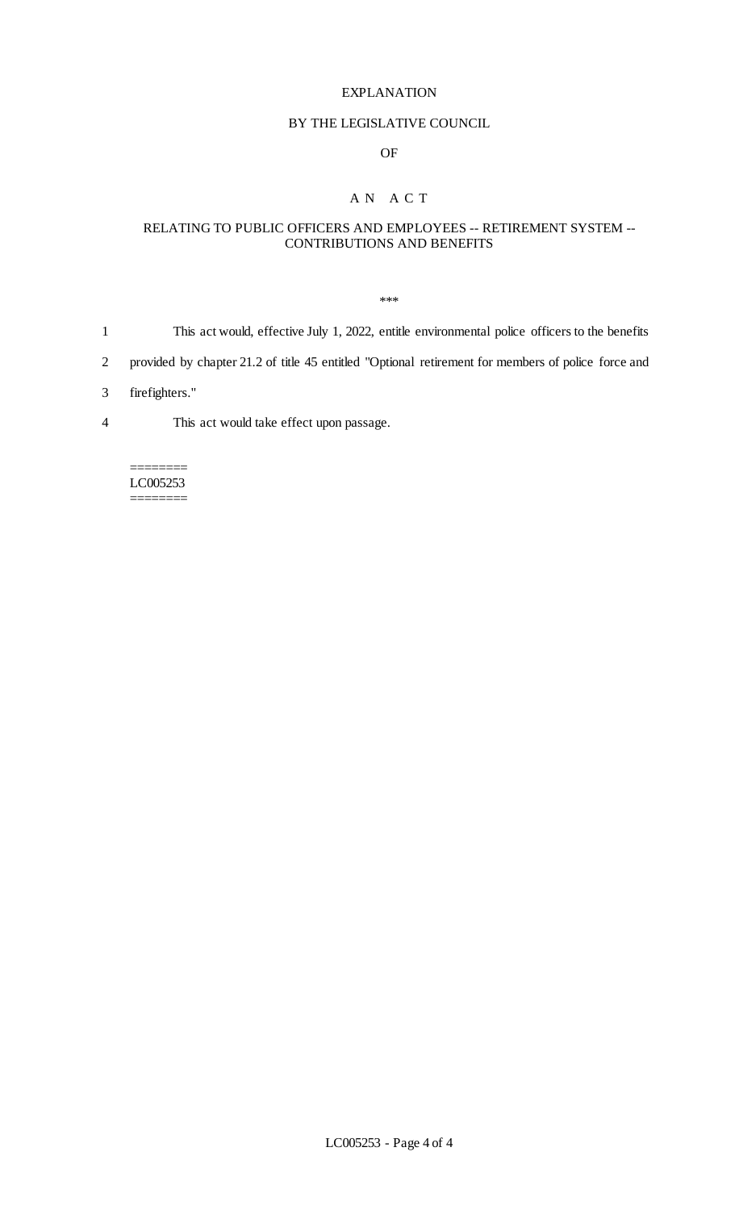EXPLANATION

BY THE LEGISLATIVE COUNCIL

OF

# A N A C T

RELATING TO PUBLIC OFFICERS AND EMPLOYEES -- RETIREMENT SYSTEM -- CONTRIBUTIONS AND BENEFITS

\*\*\*

1 This act would, effective July 1, 2022, entitle environmental police officers to the benefits
2 provided by chapter 21.2 of title 45 entitled "Optional retirement for members of police force and
3 firefighters."

4 This act would take effect upon passage.

========
LC005253
========